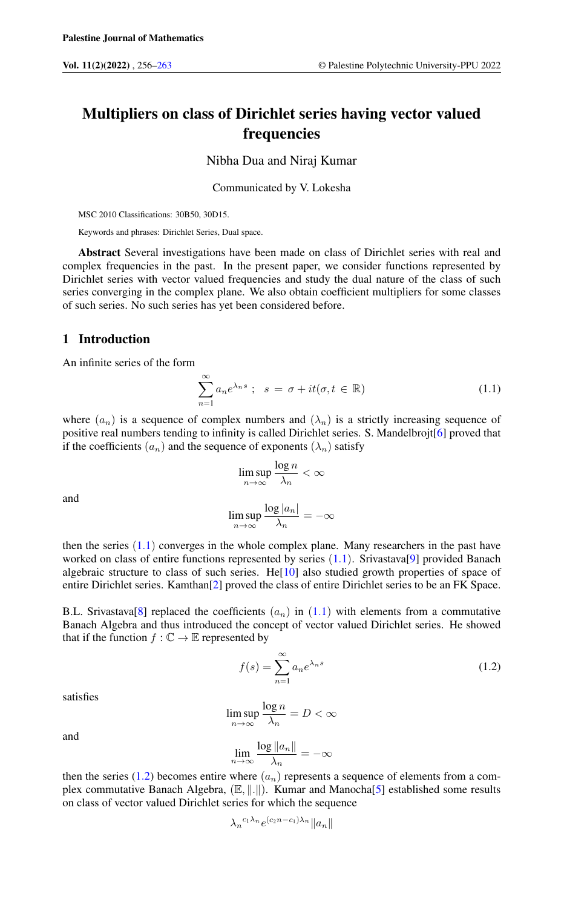# Multipliers on class of Dirichlet series having vector valued frequencies

Nibha Dua and Niraj Kumar

Communicated by V. Lokesha

MSC 2010 Classifications: 30B50, 30D15.

Keywords and phrases: Dirichlet Series, Dual space.

**Abstract** Several investigations have been made on class of Dirichlet series with real and complex frequencies in the past. In the present paper, we consider functions represented by Dirichlet series with vector valued frequencies and study the dual nature of the class of such series converging in the complex plane. We also obtain coefficient multipliers for some classes of such series. No such series has yet been considered before.

## 1 Introduction

An infinite series of the form

$$\sum_{n=1}^{\infty} a_n e^{\lambda_n s} \; ; \;\; s = \sigma + it (\sigma, t \in \mathbb{R}) \tag{1.1}$$

where $(a_n)$ is a sequence of complex numbers and $(\lambda_n)$ is a strictly increasing sequence of positive real numbers tending to infinity is called Dirichlet series. S. Mandelbrojt[6] proved that if the coefficients $(a_n)$ and the sequence of exponents $(\lambda_n)$ satisfy

$$\limsup_{n\to\infty} \frac{\log n}{\lambda_n} < \infty$$

and

$$\limsup_{n\to\infty} \frac{\log |a_n|}{\lambda_n} = -\infty$$

then the series (1.1) converges in the whole complex plane. Many researchers in the past have worked on class of entire functions represented by series (1.1). Srivastava[9] provided Banach algebraic structure to class of such series. He[10] also studied growth properties of space of entire Dirichlet series. Kamthan[2] proved the class of entire Dirichlet series to be an FK Space.

B.L. Srivastava[8] replaced the coefficients $(a_n)$ in (1.1) with elements from a commutative Banach Algebra and thus introduced the concept of vector valued Dirichlet series. He showed that if the function $f : \mathbb{C} \to \mathbb{E}$ represented by

$$f(s) = \sum_{n=1}^{\infty} a_n e^{\lambda_n s} \tag{1.2}$$

satisfies

$$\limsup_{n\to\infty} \frac{\log n}{\lambda_n} = D < \infty$$

and

$$\lim_{n\to\infty} \frac{\log \|a_n\|}{\lambda_n} = -\infty$$

then the series (1.2) becomes entire where $(a_n)$ represents a sequence of elements from a complex commutative Banach Algebra, $(\mathbb{E}, \|.\|)$. Kumar and Manocha[5] established some results on class of vector valued Dirichlet series for which the sequence

$${\lambda_n}^{c_1 \lambda_n} e^{(c_2 n - c_1)\lambda_n} \|a_n\|$$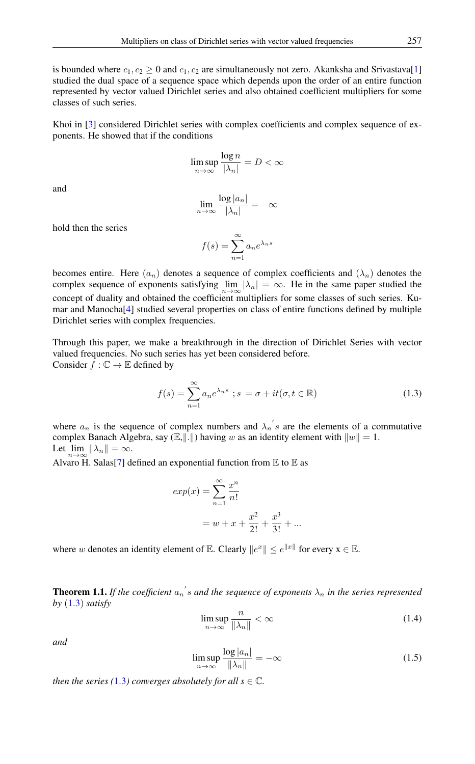is bounded where $c_1, c_2 \geq 0$ and $c_1, c_2$ are simultaneously not zero. Akanksha and Srivastava[1] studied the dual space of a sequence space which depends upon the order of an entire function represented by vector valued Dirichlet series and also obtained coefficient multipliers for some classes of such series.

Khoi in [3] considered Dirichlet series with complex coefficients and complex sequence of exponents. He showed that if the conditions

$$\limsup_{n\to\infty} \frac{\log n}{|\lambda_n|} = D < \infty$$

and

$$\lim_{n\to\infty} \frac{\log |a_n|}{|\lambda_n|} = -\infty$$

hold then the series

$$f(s) = \sum_{n=1}^{\infty} a_n e^{\lambda_n s}$$

becomes entire. Here $(a_n)$ denotes a sequence of complex coefficients and $(\lambda_n)$ denotes the complex sequence of exponents satisfying $\lim_{n\to\infty} |\lambda_n| = \infty$. He in the same paper studied the concept of duality and obtained the coefficient multipliers for some classes of such series. Kumar and Manocha[4] studied several properties on class of entire functions defined by multiple Dirichlet series with complex frequencies.

Through this paper, we make a breakthrough in the direction of Dirichlet Series with vector valued frequencies. No such series has yet been considered before.
Consider $f : \mathbb{C} \to \mathbb{E}$ defined by

$$f(s) = \sum_{n=1}^{\infty} a_n e^{\lambda_n s} \;; s = \sigma + it(\sigma, t \in \mathbb{R}) \tag{1.3}$$

where $a_n$ is the sequence of complex numbers and ${\lambda_n}' s$ are the elements of a commutative complex Banach Algebra, say $(\mathbb{E}, \|.\|)$ having $w$ as an identity element with $\|w\| = 1$.
Let $\lim_{n\to\infty} \|\lambda_n\| = \infty$.
Alvaro H. Salas[7] defined an exponential function from $\mathbb{E}$ to $\mathbb{E}$ as

$$\begin{aligned} exp(x) &= \sum_{n=1}^{\infty} \frac{x^n}{n!} \\ &= w + x + \frac{x^2}{2!} + \frac{x^3}{3!} + ... \end{aligned}$$

where $w$ denotes an identity element of $\mathbb{E}$. Clearly $\|e^x\| \leq e^{\|x\|}$ for every x $\in \mathbb{E}$.

**Theorem 1.1.** *If the coefficient* ${a_n}' s$ *and the sequence of exponents* $\lambda_n$ *in the series represented by* (1.3) *satisfy*

$$\limsup_{n\to\infty} \frac{n}{\|\lambda_n\|} < \infty \tag{1.4}$$

*and*

$$\limsup_{n\to\infty} \frac{\log |a_n|}{\|\lambda_n\|} = -\infty \tag{1.5}$$

*then the series (*1.3*) converges absolutely for all s* $\in \mathbb{C}$*.*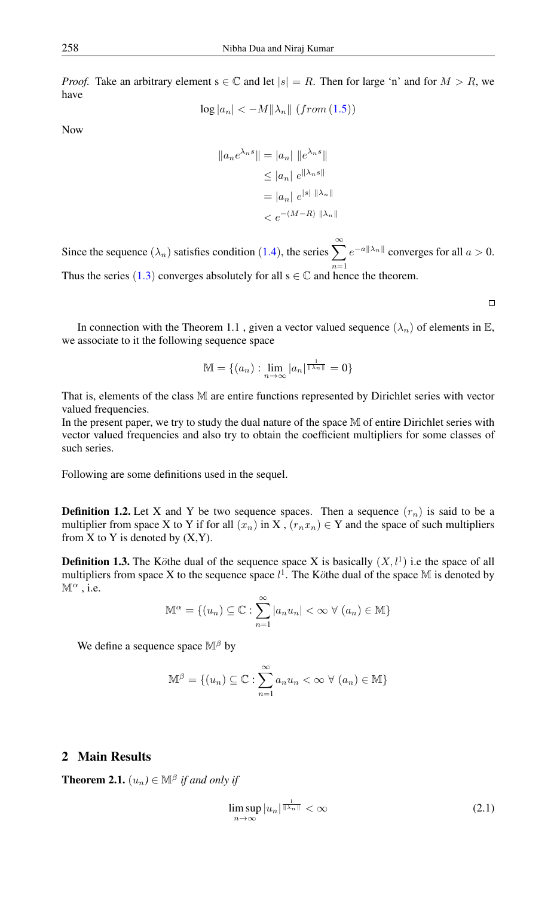*Proof.* Take an arbitrary element s $\in \mathbb{C}$ and let $|s| = R$. Then for large 'n' and for $M > R$, we have

$$\log |a_n| < -M\|\lambda_n\| \ (from\,(1.5))$$

Now

$$\begin{aligned}
\|a_n e^{\lambda_n s}\| &= |a_n| \ \|e^{\lambda_n s}\| \\
&\leq |a_n| \ e^{\|\lambda_n s\|} \\
&= |a_n| \ e^{|s| \ \|\lambda_n\|} \\
&< e^{-(M-R) \ \|\lambda_n\|}
\end{aligned}$$

Since the sequence $(\lambda_n)$ satisfies condition (1.4), the series $\sum_{n=1}^{\infty} e^{-a\|\lambda_n\|}$ converges for all $a > 0$. Thus the series (1.3) converges absolutely for all s $\in \mathbb{C}$ and hence the theorem. □

In connection with the Theorem 1.1 , given a vector valued sequence $(\lambda_n)$ of elements in $\mathbb{E}$, we associate to it the following sequence space

$$\mathbb{M} = \{(a_n) : \lim_{n\to\infty} |a_n|^{\frac{1}{\|\lambda_n\|}} = 0\}$$

That is, elements of the class $\mathbb{M}$ are entire functions represented by Dirichlet series with vector valued frequencies.
In the present paper, we try to study the dual nature of the space $\mathbb{M}$ of entire Dirichlet series with vector valued frequencies and also try to obtain the coefficient multipliers for some classes of such series.

Following are some definitions used in the sequel.

**Definition 1.2.** Let X and Y be two sequence spaces. Then a sequence $(r_n)$ is said to be a multiplier from space X to Y if for all $(x_n)$ in X , $(r_n x_n) \in$ Y and the space of such multipliers from X to Y is denoted by (X,Y).

**Definition 1.3.** The Köthe dual of the sequence space X is basically $(X, l^1)$ i.e the space of all multipliers from space X to the sequence space $l^1$. The Köthe dual of the space $\mathbb{M}$ is denoted by $\mathbb{M}^\alpha$ , i.e.

$$\mathbb{M}^\alpha = \{(u_n) \subseteq \mathbb{C} : \sum_{n=1}^{\infty} |a_n u_n| < \infty \ \forall \ (a_n) \in \mathbb{M}\}$$

We define a sequence space $\mathbb{M}^\beta$ by

$$\mathbb{M}^\beta = \{(u_n) \subseteq \mathbb{C} : \sum_{n=1}^{\infty} a_n u_n < \infty \ \forall \ (a_n) \in \mathbb{M}\}$$

## 2 Main Results

**Theorem 2.1.** *$(u_n) \in \mathbb{M}^\beta$ if and only if*

$$\limsup_{n\to\infty} |u_n|^{\frac{1}{\|\lambda_n\|}} < \infty \tag{2.1}$$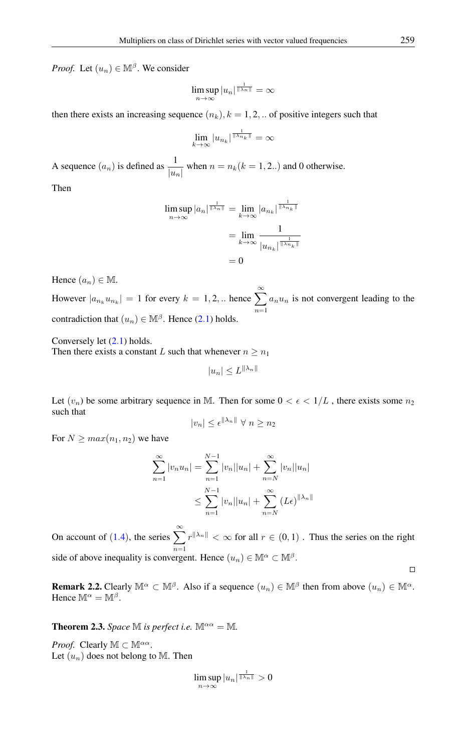*Proof.* Let $(u_n) \in \mathbb{M}^\beta$. We consider

$$\limsup_{n\to\infty} |u_n|^{\frac{1}{\|\lambda_n\|}} = \infty$$

then there exists an increasing sequence $(n_k), k = 1, 2, ..$ of positive integers such that

$$\lim_{k\to\infty} |u_{n_k}|^{\frac{1}{\|\lambda_{n_k}\|}} = \infty$$

A sequence $(a_n)$ is defined as $\dfrac{1}{|u_n|}$ when $n = n_k (k = 1, 2..)$ and 0 otherwise.

Then

$$\begin{aligned}
\limsup_{n\to\infty} |a_n|^{\frac{1}{\|\lambda_n\|}} &= \lim_{k\to\infty} |a_{n_k}|^{\frac{1}{\|\lambda_{n_k}\|}} \\
&= \lim_{k\to\infty} \frac{1}{|u_{n_k}|^{\frac{1}{\|\lambda_{n_k}\|}}} \\
&= 0
\end{aligned}$$

Hence $(a_n) \in \mathbb{M}$.

However $|a_{n_k} u_{n_k}| = 1$ for every $k = 1, 2, ..$ hence $\sum_{n=1}^{\infty} a_n u_n$ is not convergent leading to the contradiction that $(u_n) \in \mathbb{M}^\beta$. Hence (2.1) holds.

Conversely let (2.1) holds.
Then there exists a constant $L$ such that whenever $n \geq n_1$

$$|u_n| \leq L^{\|\lambda_n\|}$$

Let $(v_n)$ be some arbitrary sequence in $\mathbb{M}$. Then for some $0 < \epsilon < 1/L$ , there exists some $n_2$ such that

$$|v_n| \leq \epsilon^{\|\lambda_n\|} \; \forall \; n \geq n_2$$

For $N \geq max(n_1, n_2)$ we have

$$\begin{aligned}
\sum_{n=1}^{\infty} |v_n u_n| &= \sum_{n=1}^{N-1} |v_n||u_n| + \sum_{n=N}^{\infty} |v_n||u_n| \\
&\leq \sum_{n=1}^{N-1} |v_n||u_n| + \sum_{n=N}^{\infty} (L\epsilon)^{\|\lambda_n\|}
\end{aligned}$$

On account of (1.4), the series $\sum_{n=1}^{\infty} r^{\|\lambda_n\|} < \infty$ for all $r \in (0, 1)$ . Thus the series on the right side of above inequality is convergent. Hence $(u_n) \in \mathbb{M}^\alpha \subset \mathbb{M}^\beta$.

∎

**Remark 2.2.** Clearly $\mathbb{M}^\alpha \subset \mathbb{M}^\beta$. Also if a sequence $(u_n) \in \mathbb{M}^\beta$ then from above $(u_n) \in \mathbb{M}^\alpha$. Hence $\mathbb{M}^\alpha = \mathbb{M}^\beta$.

**Theorem 2.3.** *Space $\mathbb{M}$ is perfect i.e. $\mathbb{M}^{\alpha\alpha} = \mathbb{M}$.*

*Proof.* Clearly $\mathbb{M} \subset \mathbb{M}^{\alpha\alpha}$.
Let $(u_n)$ does not belong to $\mathbb{M}$. Then

$$\limsup_{n\to\infty} |u_n|^{\frac{1}{\|\lambda_n\|}} > 0$$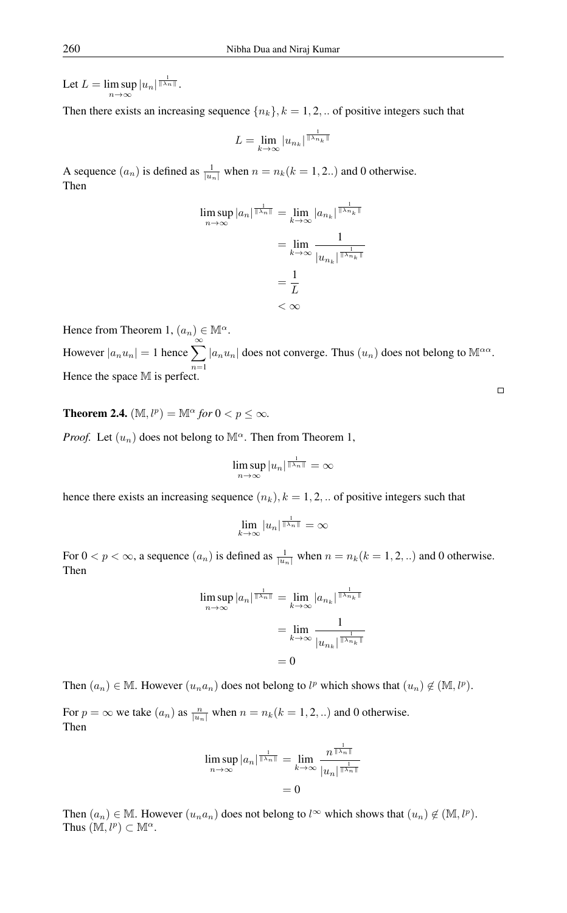Let $L = \limsup_{n\to\infty} |u_n|^{\frac{1}{\|\lambda_n\|}}$.

Then there exists an increasing sequence $\{n_k\}, k = 1, 2, ..$ of positive integers such that

$$L = \lim_{k\to\infty} |u_{n_k}|^{\frac{1}{\|\lambda_{n_k}\|}}$$

A sequence $(a_n)$ is defined as $\frac{1}{|u_n|}$ when $n = n_k(k = 1, 2..)$ and 0 otherwise.
Then

$$\begin{aligned}
\limsup_{n\to\infty} |a_n|^{\frac{1}{\|\lambda_n\|}} &= \lim_{k\to\infty} |a_{n_k}|^{\frac{1}{\|\lambda_{n_k}\|}} \\
&= \lim_{k\to\infty} \frac{1}{|u_{n_k}|^{\frac{1}{\|\lambda_{n_k}\|}}} \\
&= \frac{1}{L} \\
&< \infty
\end{aligned}$$

Hence from Theorem 1, $(a_n) \in \mathbb{M}^\alpha$.

However $|a_n u_n| = 1$ hence $\sum_{n=1}^{\infty} |a_n u_n|$ does not converge. Thus $(u_n)$ does not belong to $\mathbb{M}^{\alpha\alpha}$.
Hence the space $\mathbb{M}$ is perfect.

□

**Theorem 2.4.** *$(\mathbb{M}, l^p) = \mathbb{M}^\alpha$ for $0 < p \leq \infty$.*

*Proof.* Let $(u_n)$ does not belong to $\mathbb{M}^\alpha$. Then from Theorem 1,

$$\limsup_{n\to\infty} |u_n|^{\frac{1}{\|\lambda_n\|}} = \infty$$

hence there exists an increasing sequence $(n_k), k = 1, 2, ..$ of positive integers such that

$$\lim_{k\to\infty} |u_n|^{\frac{1}{\|\lambda_n\|}} = \infty$$

For $0 < p < \infty$, a sequence $(a_n)$ is defined as $\frac{1}{|u_n|}$ when $n = n_k(k = 1, 2, ..)$ and 0 otherwise.
Then

$$\begin{aligned}
\limsup_{n\to\infty} |a_n|^{\frac{1}{\|\lambda_n\|}} &= \lim_{k\to\infty} |a_{n_k}|^{\frac{1}{\|\lambda_{n_k}\|}} \\
&= \lim_{k\to\infty} \frac{1}{|u_{n_k}|^{\frac{1}{\|\lambda_{n_k}\|}}} \\
&= 0
\end{aligned}$$

Then $(a_n) \in \mathbb{M}$. However $(u_n a_n)$ does not belong to $l^p$ which shows that $(u_n) \notin (\mathbb{M}, l^p)$.

For $p = \infty$ we take $(a_n)$ as $\frac{n}{|u_n|}$ when $n = n_k(k = 1, 2, ..)$ and 0 otherwise.
Then

$$\begin{aligned}
\limsup_{n\to\infty} |a_n|^{\frac{1}{\|\lambda_n\|}} &= \lim_{k\to\infty} \frac{n^{\frac{1}{\|\lambda_n\|}}}{|u_n|^{\frac{1}{\|\lambda_n\|}}} \\
&= 0
\end{aligned}$$

Then $(a_n) \in \mathbb{M}$. However $(u_n a_n)$ does not belong to $l^\infty$ which shows that $(u_n) \notin (\mathbb{M}, l^p)$.
Thus $(\mathbb{M}, l^p) \subset \mathbb{M}^\alpha$.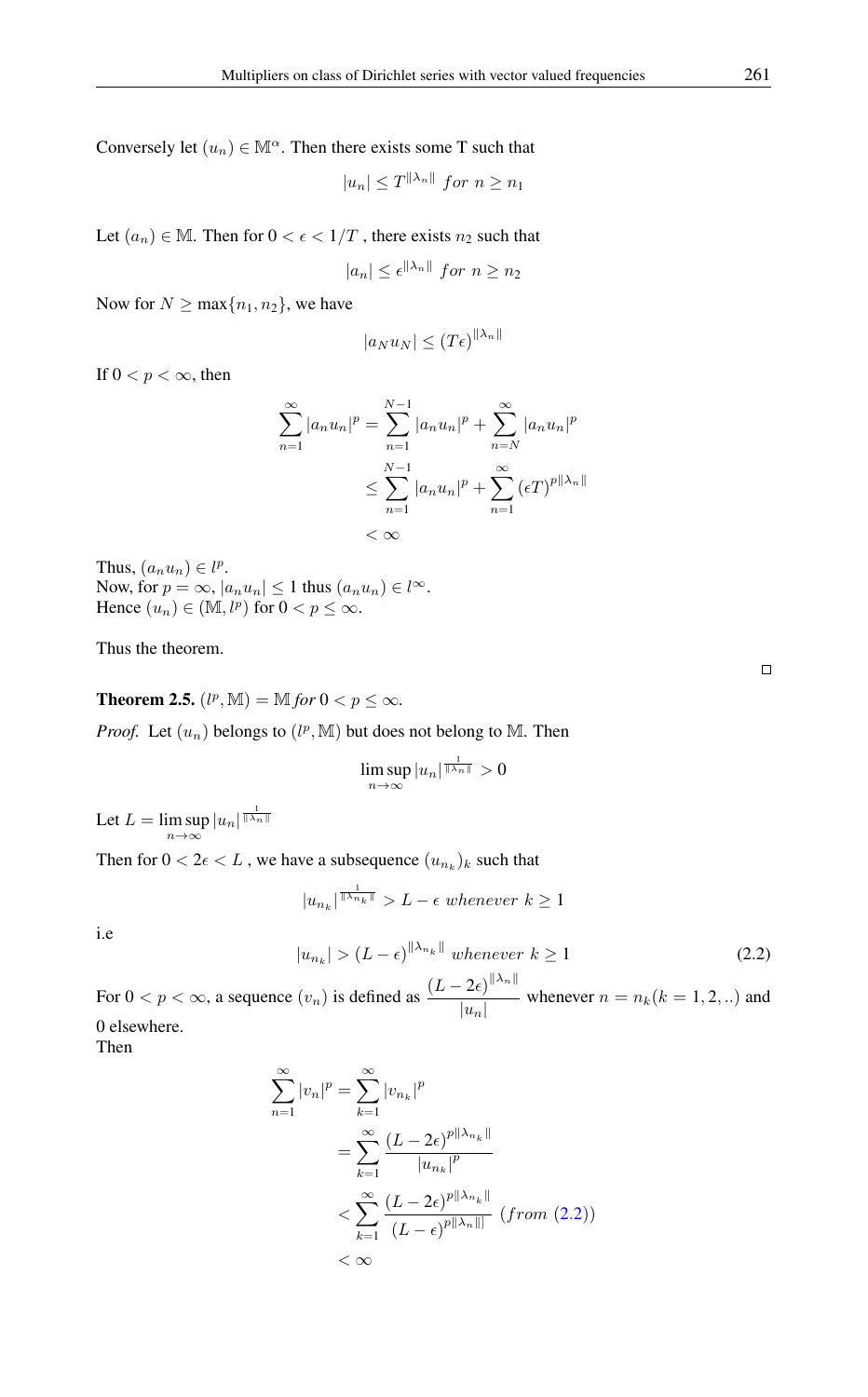Conversely let $(u_n) \in \mathbb{M}^{\alpha}$. Then there exists some T such that

$$|u_n| \leq T^{\|\lambda_n\|} \ for \ n \geq n_1$$

Let $(a_n) \in \mathbb{M}$. Then for $0 < \epsilon < 1/T$ , there exists $n_2$ such that

$$|a_n| \leq \epsilon^{\|\lambda_n\|} \ for \ n \geq n_2$$

Now for $N \geq \max\{n_1, n_2\}$, we have

$$|a_N u_N| \leq (T\epsilon)^{\|\lambda_n\|}$$

If $0 < p < \infty$, then

$$\begin{aligned}
\sum_{n=1}^{\infty} |a_n u_n|^p &= \sum_{n=1}^{N-1} |a_n u_n|^p + \sum_{n=N}^{\infty} |a_n u_n|^p \\
&\leq \sum_{n=1}^{N-1} |a_n u_n|^p + \sum_{n=1}^{\infty} (\epsilon T)^{p\|\lambda_n\|} \\
&< \infty
\end{aligned}$$

Thus, $(a_n u_n) \in l^p$.
Now, for $p = \infty$, $|a_n u_n| \leq 1$ thus $(a_n u_n) \in l^{\infty}$.
Hence $(u_n) \in (\mathbb{M}, l^p)$ for $0 < p \leq \infty$.

Thus the theorem.

∎

**Theorem 2.5.** $(l^p, \mathbb{M}) = \mathbb{M}$ *for* $0 < p \leq \infty$.

*Proof.* Let $(u_n)$ belongs to $(l^p, \mathbb{M})$ but does not belong to $\mathbb{M}$. Then

$$\limsup_{n \to \infty} |u_n|^{\frac{1}{\|\lambda_n\|}} > 0$$

Let $L = \limsup_{n \to \infty} |u_n|^{\frac{1}{\|\lambda_n\|}}$

Then for $0 < 2\epsilon < L$ , we have a subsequence $(u_{n_k})_k$ such that

$$|u_{n_k}|^{\frac{1}{\|\lambda_{n_k}\|}} > L - \epsilon \ whenever \ k \geq 1$$

i.e

$$|u_{n_k}| > (L - \epsilon)^{\|\lambda_{n_k}\|} \ whenever \ k \geq 1 \tag{2.2}$$

For $0 < p < \infty$, a sequence $(v_n)$ is defined as $\dfrac{(L - 2\epsilon)^{\|\lambda_n\|}}{|u_n|}$ whenever $n = n_k (k = 1, 2, ..)$ and 0 elsewhere.
Then

$$\begin{aligned}
\sum_{n=1}^{\infty} |v_n|^p &= \sum_{k=1}^{\infty} |v_{n_k}|^p \\
&= \sum_{k=1}^{\infty} \frac{(L - 2\epsilon)^{p\|\lambda_{n_k}\|}}{|u_{n_k}|^p} \\
&< \sum_{k=1}^{\infty} \frac{(L - 2\epsilon)^{p\|\lambda_{n_k}\|}}{(L - \epsilon)^{p\|\lambda_n\|]}} \ (from \ (2.2)) \\
&< \infty
\end{aligned}$$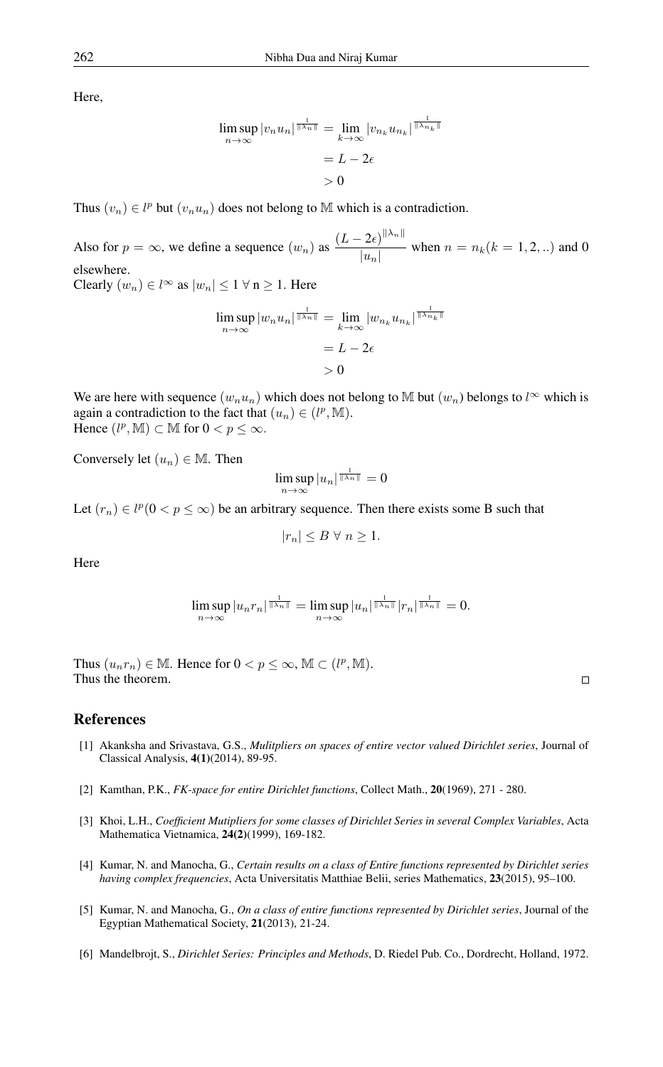Here,

$$\limsup_{n\to\infty} |v_n u_n|^{\frac{1}{\|\lambda_n\|}} = \lim_{k\to\infty} |v_{n_k} u_{n_k}|^{\frac{1}{\|\lambda_{n_k}\|}}$$
$$= L - 2\epsilon$$
$$> 0$$

Thus $(v_n) \in l^p$ but $(v_n u_n)$ does not belong to $\mathbb{M}$ which is a contradiction.

Also for $p = \infty$, we define a sequence $(w_n)$ as $\dfrac{(L-2\epsilon)^{\|\lambda_n\|}}{|u_n|}$ when $n = n_k (k = 1, 2, ..)$ and 0 elsewhere.
Clearly $(w_n) \in l^\infty$ as $|w_n| \leq 1 \; \forall$ n $\geq 1$. Here

$$\limsup_{n\to\infty} |w_n u_n|^{\frac{1}{\|\lambda_n\|}} = \lim_{k\to\infty} |w_{n_k} u_{n_k}|^{\frac{1}{\|\lambda_{n_k}\|}}$$
$$= L - 2\epsilon$$
$$> 0$$

We are here with sequence $(w_n u_n)$ which does not belong to $\mathbb{M}$ but $(w_n)$ belongs to $l^\infty$ which is again a contradiction to the fact that $(u_n) \in (l^p, \mathbb{M})$.
Hence $(l^p, \mathbb{M}) \subset \mathbb{M}$ for $0 < p \leq \infty$.

Conversely let $(u_n) \in \mathbb{M}$. Then

$$\limsup_{n\to\infty} |u_n|^{\frac{1}{\|\lambda_n\|}} = 0$$

Let $(r_n) \in l^p (0 < p \leq \infty)$ be an arbitrary sequence. Then there exists some B such that

$$|r_n| \leq B \; \forall \; n \geq 1.$$

Here

$$\limsup_{n\to\infty} |u_n r_n|^{\frac{1}{\|\lambda_n\|}} = \limsup_{n\to\infty} |u_n|^{\frac{1}{\|\lambda_n\|}} |r_n|^{\frac{1}{\|\lambda_n\|}} = 0.$$

Thus $(u_n r_n) \in \mathbb{M}$. Hence for $0 < p \leq \infty$, $\mathbb{M} \subset (l^p, \mathbb{M})$.
Thus the theorem. □

## References

[1] Akanksha and Srivastava, G.S., *Mulitpliers on spaces of entire vector valued Dirichlet series*, Journal of Classical Analysis, **4(1)**(2014), 89-95.

[2] Kamthan, P.K., *FK-space for entire Dirichlet functions*, Collect Math., **20**(1969), 271 - 280.

[3] Khoi, L.H., *Coefficient Mutipliers for some classes of Dirichlet Series in several Complex Variables*, Acta Mathematica Vietnamica, **24(2)**(1999), 169-182.

[4] Kumar, N. and Manocha, G., *Certain results on a class of Entire functions represented by Dirichlet series having complex frequencies*, Acta Universitatis Matthiae Belii, series Mathematics, **23**(2015), 95–100.

[5] Kumar, N. and Manocha, G., *On a class of entire functions represented by Dirichlet series*, Journal of the Egyptian Mathematical Society, **21**(2013), 21-24.

[6] Mandelbrojt, S., *Dirichlet Series: Principles and Methods*, D. Riedel Pub. Co., Dordrecht, Holland, 1972.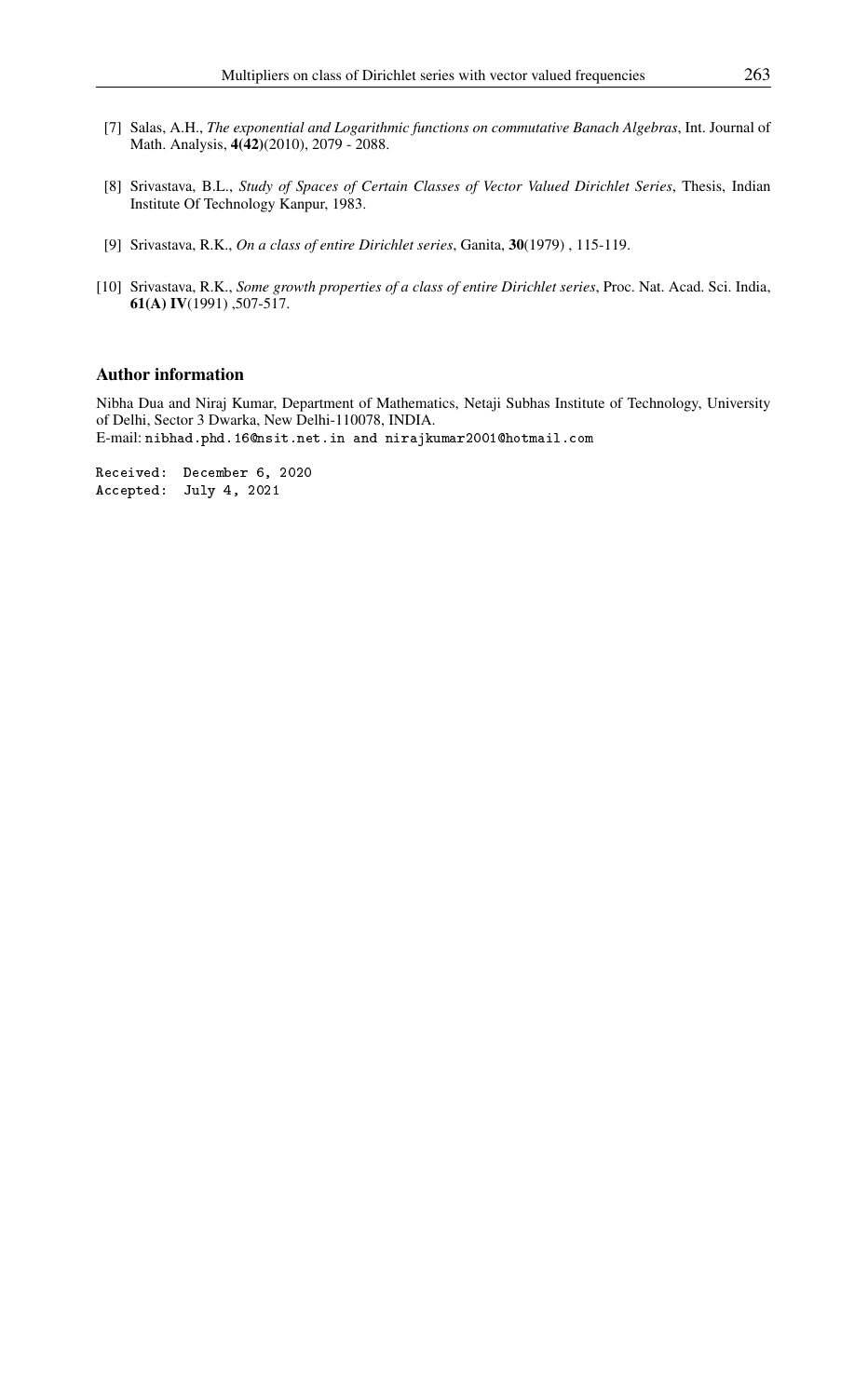[7] Salas, A.H., *The exponential and Logarithmic functions on commutative Banach Algebras*, Int. Journal of Math. Analysis, **4(42)**(2010), 2079 - 2088.

[8] Srivastava, B.L., *Study of Spaces of Certain Classes of Vector Valued Dirichlet Series*, Thesis, Indian Institute Of Technology Kanpur, 1983.

[9] Srivastava, R.K., *On a class of entire Dirichlet series*, Ganita, **30**(1979) , 115-119.

[10] Srivastava, R.K., *Some growth properties of a class of entire Dirichlet series*, Proc. Nat. Acad. Sci. India, **61(A) IV**(1991) ,507-517.

### Author information

Nibha Dua and Niraj Kumar, Department of Mathematics, Netaji Subhas Institute of Technology, University of Delhi, Sector 3 Dwarka, New Delhi-110078, INDIA.
E-mail: nibhad.phd.16@nsit.net.in and nirajkumar2001@hotmail.com

Received: December 6, 2020
Accepted: July 4, 2021